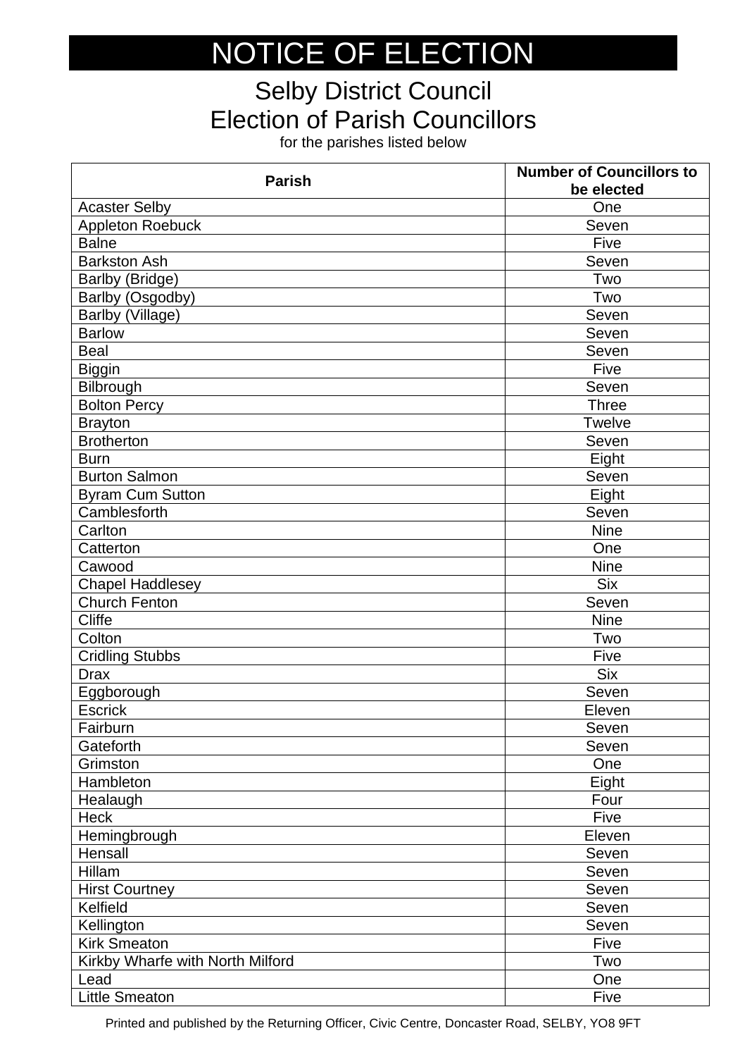# NOTICE OF ELECTION

## Selby District Council
## Election of Parish Councillors

for the parishes listed below

| Parish | Number of Councillors to be elected |
|---|---|
| Acaster Selby | One |
| Appleton Roebuck | Seven |
| Balne | Five |
| Barkston Ash | Seven |
| Barlby (Bridge) | Two |
| Barlby (Osgodby) | Two |
| Barlby (Village) | Seven |
| Barlow | Seven |
| Beal | Seven |
| Biggin | Five |
| Bilbrough | Seven |
| Bolton Percy | Three |
| Brayton | Twelve |
| Brotherton | Seven |
| Burn | Eight |
| Burton Salmon | Seven |
| Byram Cum Sutton | Eight |
| Camblesforth | Seven |
| Carlton | Nine |
| Catterton | One |
| Cawood | Nine |
| Chapel Haddlesey | Six |
| Church Fenton | Seven |
| Cliffe | Nine |
| Colton | Two |
| Cridling Stubbs | Five |
| Drax | Six |
| Eggborough | Seven |
| Escrick | Eleven |
| Fairburn | Seven |
| Gateforth | Seven |
| Grimston | One |
| Hambleton | Eight |
| Healaugh | Four |
| Heck | Five |
| Hemingbrough | Eleven |
| Hensall | Seven |
| Hillam | Seven |
| Hirst Courtney | Seven |
| Kelfield | Seven |
| Kellington | Seven |
| Kirk Smeaton | Five |
| Kirkby Wharfe with North Milford | Two |
| Lead | One |
| Little Smeaton | Five |

Printed and published by the Returning Officer, Civic Centre, Doncaster Road, SELBY, YO8 9FT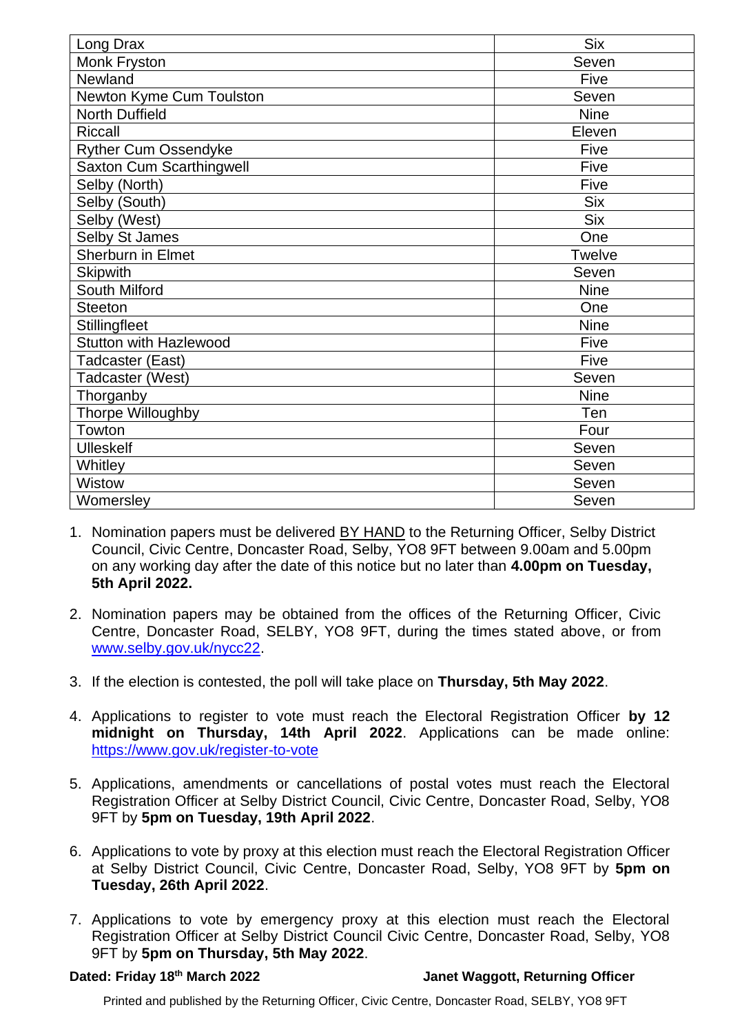| | |
|---|---|
| Long Drax | Six |
| Monk Fryston | Seven |
| Newland | Five |
| Newton Kyme Cum Toulston | Seven |
| North Duffield | Nine |
| Riccall | Eleven |
| Ryther Cum Ossendyke | Five |
| Saxton Cum Scarthingwell | Five |
| Selby (North) | Five |
| Selby (South) | Six |
| Selby (West) | Six |
| Selby St James | One |
| Sherburn in Elmet | Twelve |
| Skipwith | Seven |
| South Milford | Nine |
| Steeton | One |
| Stillingfleet | Nine |
| Stutton with Hazlewood | Five |
| Tadcaster (East) | Five |
| Tadcaster (West) | Seven |
| Thorganby | Nine |
| Thorpe Willoughby | Ten |
| Towton | Four |
| Ulleskelf | Seven |
| Whitley | Seven |
| Wistow | Seven |
| Womersley | Seven |

1. Nomination papers must be delivered BY HAND to the Returning Officer, Selby District Council, Civic Centre, Doncaster Road, Selby, YO8 9FT between 9.00am and 5.00pm on any working day after the date of this notice but no later than **4.00pm on Tuesday, 5th April 2022.**

2. Nomination papers may be obtained from the offices of the Returning Officer, Civic Centre, Doncaster Road, SELBY, YO8 9FT, during the times stated above, or from www.selby.gov.uk/nycc22.

3. If the election is contested, the poll will take place on **Thursday, 5th May 2022**.

4. Applications to register to vote must reach the Electoral Registration Officer **by 12 midnight on Thursday, 14th April 2022**. Applications can be made online: https://www.gov.uk/register-to-vote

5. Applications, amendments or cancellations of postal votes must reach the Electoral Registration Officer at Selby District Council, Civic Centre, Doncaster Road, Selby, YO8 9FT by **5pm on Tuesday, 19th April 2022**.

6. Applications to vote by proxy at this election must reach the Electoral Registration Officer at Selby District Council, Civic Centre, Doncaster Road, Selby, YO8 9FT by **5pm on Tuesday, 26th April 2022**.

7. Applications to vote by emergency proxy at this election must reach the Electoral Registration Officer at Selby District Council Civic Centre, Doncaster Road, Selby, YO8 9FT by **5pm on Thursday, 5th May 2022**.

**Dated: Friday 18th March 2022** **Janet Waggott, Returning Officer**

Printed and published by the Returning Officer, Civic Centre, Doncaster Road, SELBY, YO8 9FT